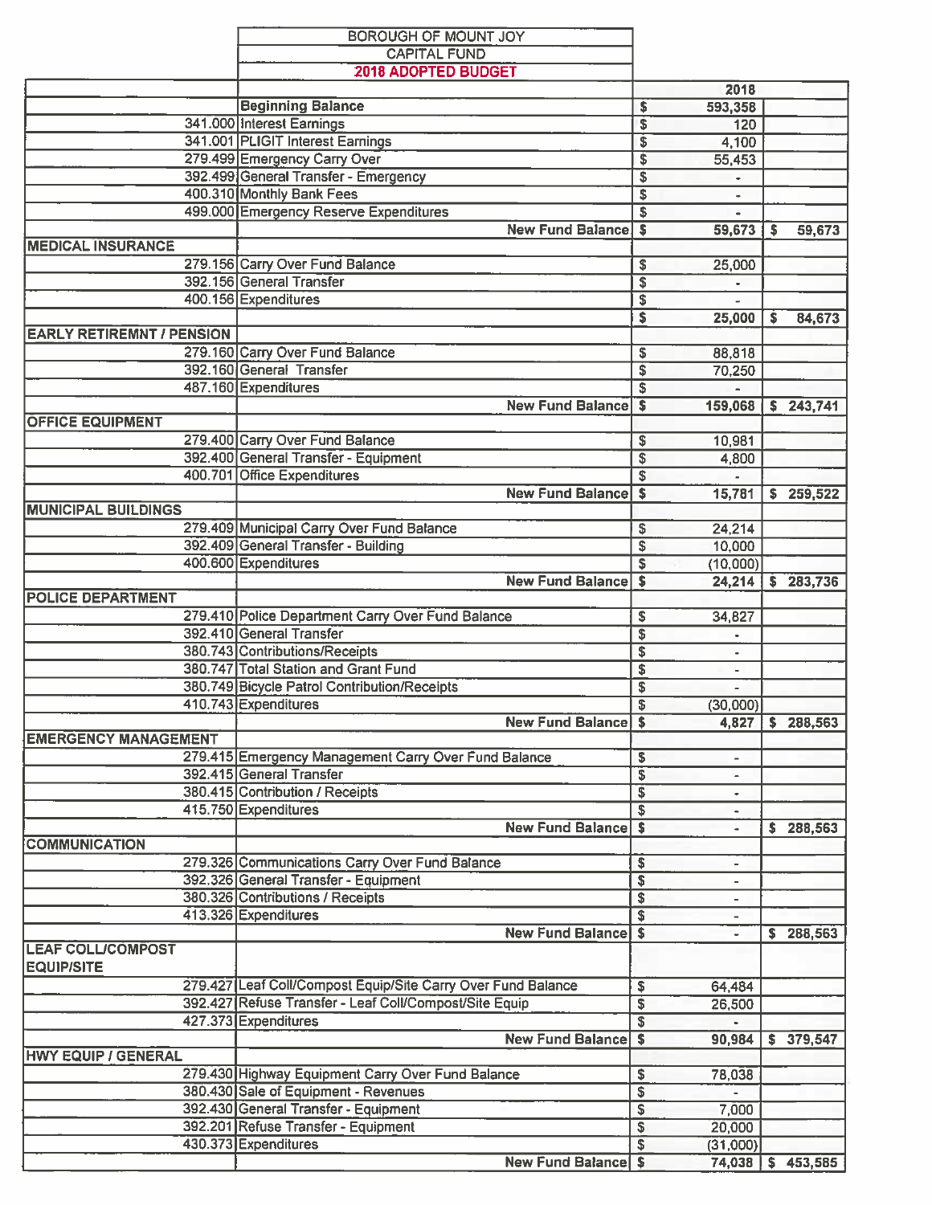| | BOROUGH OF MOUNT JOY<br>CAPITAL FUND<br>**2018 ADOPTED BUDGET** | | |
|---|---|---|---|
| | | **2018** | |
| | **Beginning Balance** | $ 593,358 | |
| 341.000 | Interest Earnings | $ 120 | |
| 341.001 | PLIGIT Interest Earnings | $ 4,100 | |
| 279.499 | Emergency Carry Over | $ 55,453 | |
| 392.499 | General Transfer - Emergency | $ - | |
| 400.310 | Monthly Bank Fees | $ - | |
| 499.000 | Emergency Reserve Expenditures | $ - | |
| | **New Fund Balance** | **$ 59,673** | **$ 59,673** |
| **MEDICAL INSURANCE** | | | |
| 279.156 | Carry Over Fund Balance | $ 25,000 | |
| 392.156 | General Transfer | $ - | |
| 400.156 | Expenditures | $ - | |
| | | **$ 25,000** | **$ 84,673** |
| **EARLY RETIREMNT / PENSION** | | | |
| 279.160 | Carry Over Fund Balance | $ 88,818 | |
| 392.160 | General Transfer | $ 70,250 | |
| 487.160 | Expenditures | $ - | |
| | **New Fund Balance** | **$ 159,068** | **$ 243,741** |
| **OFFICE EQUIPMENT** | | | |
| 279.400 | Carry Over Fund Balance | $ 10,981 | |
| 392.400 | General Transfer - Equipment | $ 4,800 | |
| 400.701 | Office Expenditures | $ - | |
| | **New Fund Balance** | **$ 15,781** | **$ 259,522** |
| **MUNICIPAL BUILDINGS** | | | |
| 279.409 | Municipal Carry Over Fund Balance | $ 24,214 | |
| 392.409 | General Transfer - Building | $ 10,000 | |
| 400.600 | Expenditures | $ (10,000) | |
| | **New Fund Balance** | **$ 24,214** | **$ 283,736** |
| **POLICE DEPARTMENT** | | | |
| 279.410 | Police Department Carry Over Fund Balance | $ 34,827 | |
| 392.410 | General Transfer | $ - | |
| 380.743 | Contributions/Receipts | $ - | |
| 380.747 | Total Station and Grant Fund | $ - | |
| 380.749 | Bicycle Patrol Contribution/Receipts | $ - | |
| 410.743 | Expenditures | $ (30,000) | |
| | **New Fund Balance** | **$ 4,827** | **$ 288,563** |
| **EMERGENCY MANAGEMENT** | | | |
| 279.415 | Emergency Management Carry Over Fund Balance | $ - | |
| 392.415 | General Transfer | $ - | |
| 380.415 | Contribution / Receipts | $ - | |
| 415.750 | Expenditures | $ - | |
| | **New Fund Balance** | **$ -** | **$ 288,563** |
| **COMMUNICATION** | | | |
| 279.326 | Communications Carry Over Fund Balance | $ - | |
| 392.326 | General Transfer - Equipment | $ - | |
| 380.326 | Contributions / Receipts | $ - | |
| 413.326 | Expenditures | $ - | |
| | **New Fund Balance** | **$ -** | **$ 288,563** |
| **LEAF COLL/COMPOST EQUIP/SITE** | | | |
| 279.427 | Leaf Coll/Compost Equip/Site Carry Over Fund Balance | $ 64,484 | |
| 392.427 | Refuse Transfer - Leaf Coll/Compost/Site Equip | $ 26,500 | |
| 427.373 | Expenditures | $ - | |
| | **New Fund Balance** | **$ 90,984** | **$ 379,547** |
| **HWY EQUIP / GENERAL** | | | |
| 279.430 | Highway Equipment Carry Over Fund Balance | $ 78,038 | |
| 380.430 | Sale of Equipment - Revenues | $ - | |
| 392.430 | General Transfer - Equipment | $ 7,000 | |
| 392.201 | Refuse Transfer - Equipment | $ 20,000 | |
| 430.373 | Expenditures | $ (31,000) | |
| | **New Fund Balance** | **$ 74,038** | **$ 453,585** |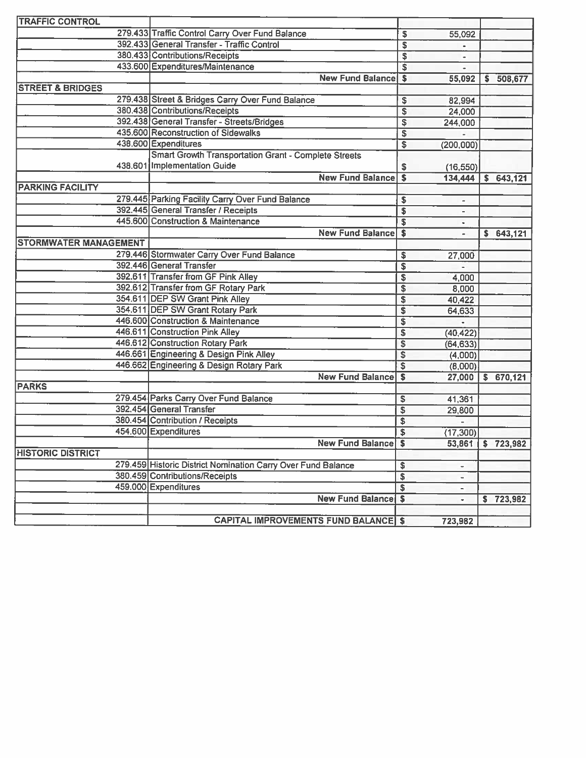| | | | |
|---|---|---|---|
| **TRAFFIC CONTROL** | | | |
| 279.433 | Traffic Control Carry Over Fund Balance | $ 55,092 | |
| 392.433 | General Transfer - Traffic Control | $ - | |
| 380.433 | Contributions/Receipts | $ - | |
| 433.600 | Expenditures/Maintenance | $ - | |
| | **New Fund Balance** | **$ 55,092** | **$ 508,677** |
| **STREET & BRIDGES** | | | |
| 279.438 | Street & Bridges Carry Over Fund Balance | $ 82,994 | |
| 380.438 | Contributions/Receipts | $ 24,000 | |
| 392.438 | General Transfer - Streets/Bridges | $ 244,000 | |
| 435.600 | Reconstruction of Sidewalks | $ - | |
| 438.600 | Expenditures | $ (200,000) | |
| 438.601 | Smart Growth Transportation Grant - Complete Streets Implementation Guide | $ (16,550) | |
| | **New Fund Balance** | **$ 134,444** | **$ 643,121** |
| **PARKING FACILITY** | | | |
| 279.445 | Parking Facility Carry Over Fund Balance | $ - | |
| 392.445 | General Transfer / Receipts | $ - | |
| 445.600 | Construction & Maintenance | $ - | |
| | **New Fund Balance** | **$ -** | **$ 643,121** |
| **STORMWATER MANAGEMENT** | | | |
| 279.446 | Stormwater Carry Over Fund Balance | $ 27,000 | |
| 392.446 | General Transfer | $ - | |
| 392.611 | Transfer from GF Pink Alley | $ 4,000 | |
| 392.612 | Transfer from GF Rotary Park | $ 8,000 | |
| 354.611 | DEP SW Grant Pink Alley | $ 40,422 | |
| 354.611 | DEP SW Grant Rotary Park | $ 64,633 | |
| 446.600 | Construction & Maintenance | $ - | |
| 446.611 | Construction Pink Alley | $ (40,422) | |
| 446.612 | Construction Rotary Park | $ (64,633) | |
| 446.661 | Engineering & Design Pink Alley | $ (4,000) | |
| 446.662 | Engineering & Design Rotary Park | $ (8,000) | |
| | **New Fund Balance** | **$ 27,000** | **$ 670,121** |
| **PARKS** | | | |
| 279.454 | Parks Carry Over Fund Balance | $ 41,361 | |
| 392.454 | General Transfer | $ 29,800 | |
| 380.454 | Contribution / Receipts | $ - | |
| 454.600 | Expenditures | $ (17,300) | |
| | **New Fund Balance** | **$ 53,861** | **$ 723,982** |
| **HISTORIC DISTRICT** | | | |
| 279.459 | Historic District Nomination Carry Over Fund Balance | $ - | |
| 380.459 | Contributions/Receipts | $ - | |
| 459.000 | Expenditures | $ - | |
| | **New Fund Balance** | **$ -** | **$ 723,982** |
| | | | |
| | **CAPITAL IMPROVEMENTS FUND BALANCE** | **$ 723,982** | |